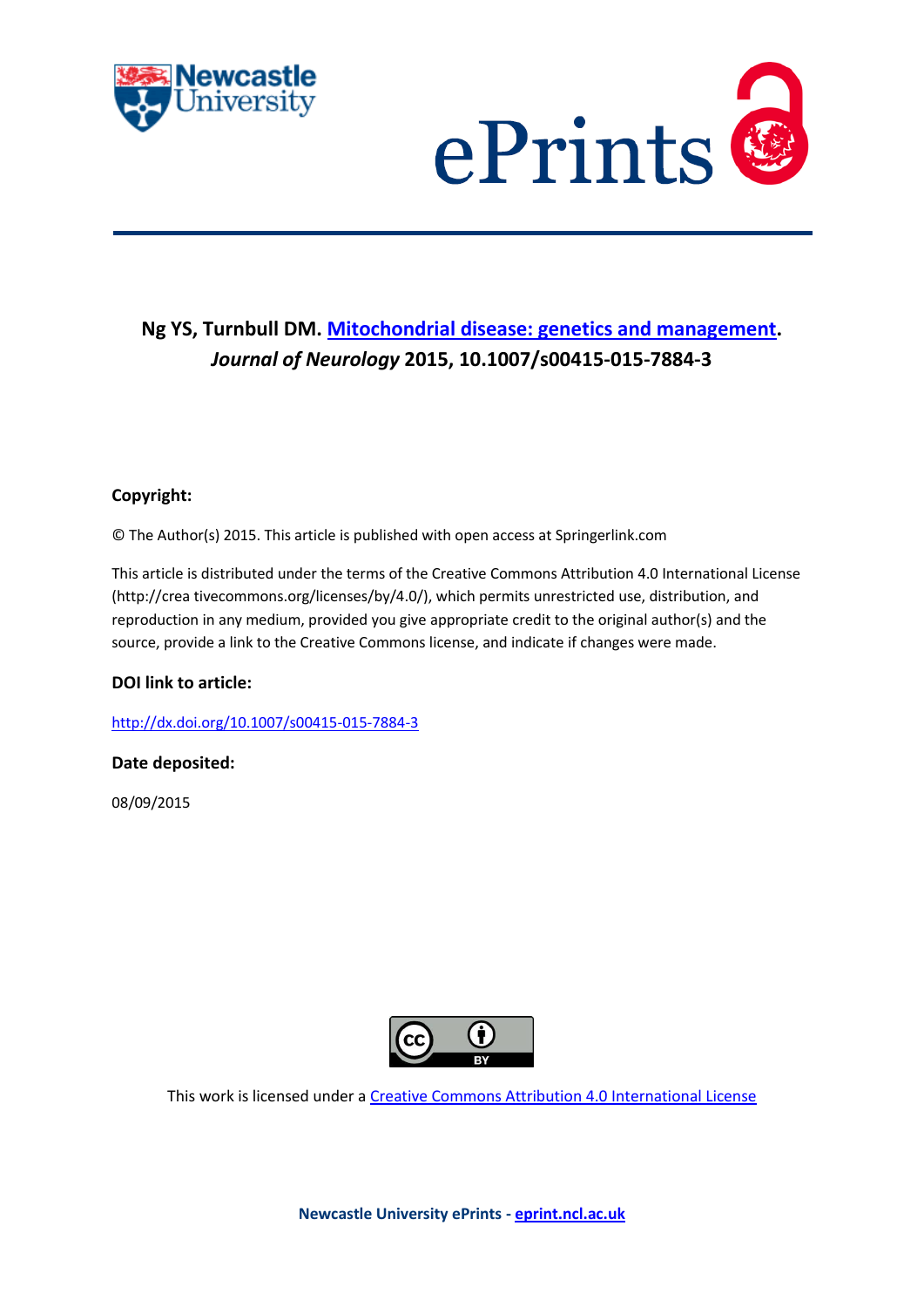**Ng YS, Turnbull DM. Mitochondrial disease: genetics and management. *Journal of Neurology* 2015, 10.1007/s00415-015-7884-3**

**Copyright:**

© The Author(s) 2015. This article is published with open access at Springerlink.com

This article is distributed under the terms of the Creative Commons Attribution 4.0 International License (http://crea tivecommons.org/licenses/by/4.0/), which permits unrestricted use, distribution, and reproduction in any medium, provided you give appropriate credit to the original author(s) and the source, provide a link to the Creative Commons license, and indicate if changes were made.

**DOI link to article:**

http://dx.doi.org/10.1007/s00415-015-7884-3

**Date deposited:**

08/09/2015

This work is licensed under a Creative Commons Attribution 4.0 International License

**Newcastle University ePrints - eprint.ncl.ac.uk**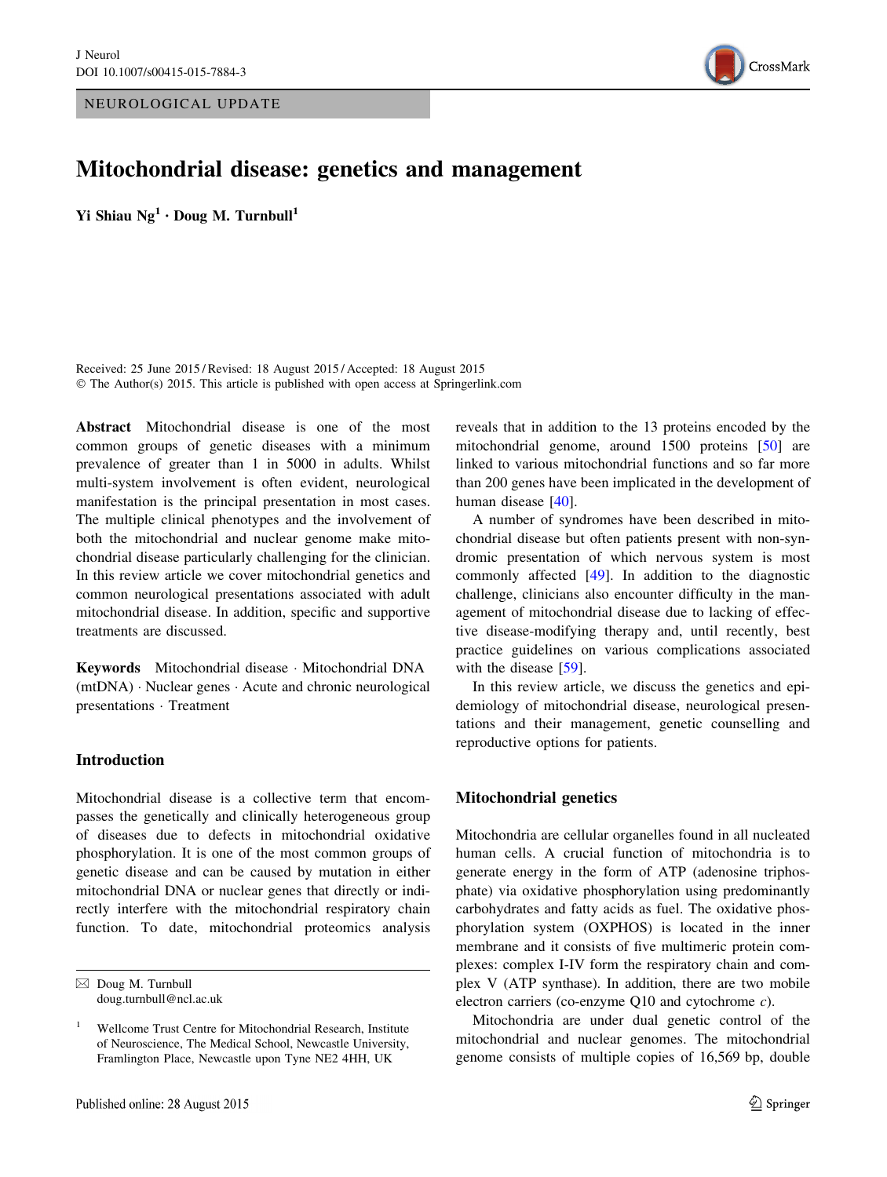# Mitochondrial disease: genetics and management

**Yi Shiau Ng[1] · Doug M. Turnbull[1]**

Received: 25 June 2015 / Revised: 18 August 2015 / Accepted: 18 August 2015
© The Author(s) 2015. This article is published with open access at Springerlink.com

**Abstract** Mitochondrial disease is one of the most common groups of genetic diseases with a minimum prevalence of greater than 1 in 5000 in adults. Whilst multi-system involvement is often evident, neurological manifestation is the principal presentation in most cases. The multiple clinical phenotypes and the involvement of both the mitochondrial and nuclear genome make mitochondrial disease particularly challenging for the clinician. In this review article we cover mitochondrial genetics and common neurological presentations associated with adult mitochondrial disease. In addition, specific and supportive treatments are discussed.

**Keywords** Mitochondrial disease · Mitochondrial DNA (mtDNA) · Nuclear genes · Acute and chronic neurological presentations · Treatment

## Introduction

Mitochondrial disease is a collective term that encompasses the genetically and clinically heterogeneous group of diseases due to defects in mitochondrial oxidative phosphorylation. It is one of the most common groups of genetic disease and can be caused by mutation in either mitochondrial DNA or nuclear genes that directly or indirectly interfere with the mitochondrial respiratory chain function. To date, mitochondrial proteomics analysis reveals that in addition to the 13 proteins encoded by the mitochondrial genome, around 1500 proteins [50] are linked to various mitochondrial functions and so far more than 200 genes have been implicated in the development of human disease [40].

A number of syndromes have been described in mitochondrial disease but often patients present with non-syndromic presentation of which nervous system is most commonly affected [49]. In addition to the diagnostic challenge, clinicians also encounter difficulty in the management of mitochondrial disease due to lacking of effective disease-modifying therapy and, until recently, best practice guidelines on various complications associated with the disease [59].

In this review article, we discuss the genetics and epidemiology of mitochondrial disease, neurological presentations and their management, genetic counselling and reproductive options for patients.

## Mitochondrial genetics

Mitochondria are cellular organelles found in all nucleated human cells. A crucial function of mitochondria is to generate energy in the form of ATP (adenosine triphosphate) via oxidative phosphorylation using predominantly carbohydrates and fatty acids as fuel. The oxidative phosphorylation system (OXPHOS) is located in the inner membrane and it consists of five multimeric protein complexes: complex I-IV form the respiratory chain and complex V (ATP synthase). In addition, there are two mobile electron carriers (co-enzyme Q10 and cytochrome *c*).

Mitochondria are under dual genetic control of the mitochondrial and nuclear genomes. The mitochondrial genome consists of multiple copies of 16,569 bp, double

---

✉ Doug M. Turnbull
doug.turnbull@ncl.ac.uk

[1] Wellcome Trust Centre for Mitochondrial Research, Institute of Neuroscience, The Medical School, Newcastle University, Framlington Place, Newcastle upon Tyne NE2 4HH, UK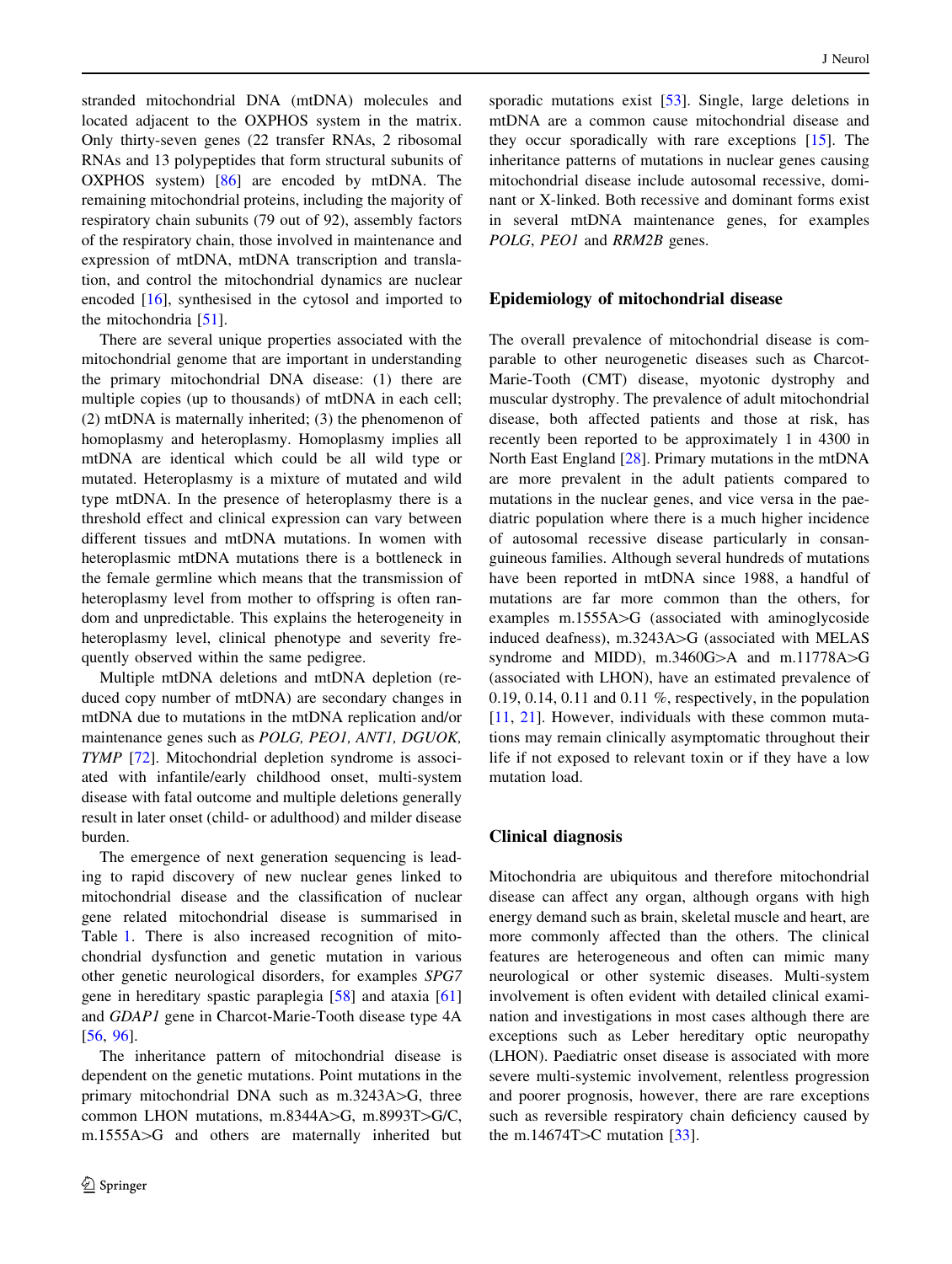stranded mitochondrial DNA (mtDNA) molecules and located adjacent to the OXPHOS system in the matrix. Only thirty-seven genes (22 transfer RNAs, 2 ribosomal RNAs and 13 polypeptides that form structural subunits of OXPHOS system) [86] are encoded by mtDNA. The remaining mitochondrial proteins, including the majority of respiratory chain subunits (79 out of 92), assembly factors of the respiratory chain, those involved in maintenance and expression of mtDNA, mtDNA transcription and translation, and control the mitochondrial dynamics are nuclear encoded [16], synthesised in the cytosol and imported to the mitochondria [51].

There are several unique properties associated with the mitochondrial genome that are important in understanding the primary mitochondrial DNA disease: (1) there are multiple copies (up to thousands) of mtDNA in each cell; (2) mtDNA is maternally inherited; (3) the phenomenon of homoplasmy and heteroplasmy. Homoplasmy implies all mtDNA are identical which could be all wild type or mutated. Heteroplasmy is a mixture of mutated and wild type mtDNA. In the presence of heteroplasmy there is a threshold effect and clinical expression can vary between different tissues and mtDNA mutations. In women with heteroplasmic mtDNA mutations there is a bottleneck in the female germline which means that the transmission of heteroplasmy level from mother to offspring is often random and unpredictable. This explains the heterogeneity in heteroplasmy level, clinical phenotype and severity frequently observed within the same pedigree.

Multiple mtDNA deletions and mtDNA depletion (reduced copy number of mtDNA) are secondary changes in mtDNA due to mutations in the mtDNA replication and/or maintenance genes such as *POLG, PEO1, ANT1, DGUOK, TYMP* [72]. Mitochondrial depletion syndrome is associated with infantile/early childhood onset, multi-system disease with fatal outcome and multiple deletions generally result in later onset (child- or adulthood) and milder disease burden.

The emergence of next generation sequencing is leading to rapid discovery of new nuclear genes linked to mitochondrial disease and the classification of nuclear gene related mitochondrial disease is summarised in Table 1. There is also increased recognition of mitochondrial dysfunction and genetic mutation in various other genetic neurological disorders, for examples *SPG7* gene in hereditary spastic paraplegia [58] and ataxia [61] and *GDAP1* gene in Charcot-Marie-Tooth disease type 4A [56, 96].

The inheritance pattern of mitochondrial disease is dependent on the genetic mutations. Point mutations in the primary mitochondrial DNA such as m.3243A>G, three common LHON mutations, m.8344A>G, m.8993T>G/C, m.1555A>G and others are maternally inherited but sporadic mutations exist [53]. Single, large deletions in mtDNA are a common cause mitochondrial disease and they occur sporadically with rare exceptions [15]. The inheritance patterns of mutations in nuclear genes causing mitochondrial disease include autosomal recessive, dominant or X-linked. Both recessive and dominant forms exist in several mtDNA maintenance genes, for examples *POLG*, *PEO1* and *RRM2B* genes.

## Epidemiology of mitochondrial disease

The overall prevalence of mitochondrial disease is comparable to other neurogenetic diseases such as Charcot-Marie-Tooth (CMT) disease, myotonic dystrophy and muscular dystrophy. The prevalence of adult mitochondrial disease, both affected patients and those at risk, has recently been reported to be approximately 1 in 4300 in North East England [28]. Primary mutations in the mtDNA are more prevalent in the adult patients compared to mutations in the nuclear genes, and vice versa in the paediatric population where there is a much higher incidence of autosomal recessive disease particularly in consanguineous families. Although several hundreds of mutations have been reported in mtDNA since 1988, a handful of mutations are far more common than the others, for examples m.1555A>G (associated with aminoglycoside induced deafness), m.3243A>G (associated with MELAS syndrome and MIDD), m.3460G>A and m.11778A>G (associated with LHON), have an estimated prevalence of 0.19, 0.14, 0.11 and 0.11 %, respectively, in the population [11, 21]. However, individuals with these common mutations may remain clinically asymptomatic throughout their life if not exposed to relevant toxin or if they have a low mutation load.

## Clinical diagnosis

Mitochondria are ubiquitous and therefore mitochondrial disease can affect any organ, although organs with high energy demand such as brain, skeletal muscle and heart, are more commonly affected than the others. The clinical features are heterogeneous and often can mimic many neurological or other systemic diseases. Multi-system involvement is often evident with detailed clinical examination and investigations in most cases although there are exceptions such as Leber hereditary optic neuropathy (LHON). Paediatric onset disease is associated with more severe multi-systemic involvement, relentless progression and poorer prognosis, however, there are rare exceptions such as reversible respiratory chain deficiency caused by the m.14674T>C mutation [33].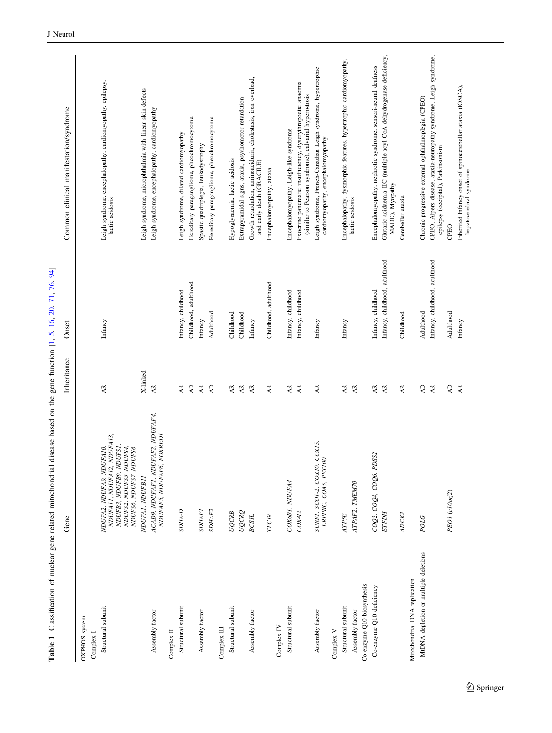**Table 1** Classification of nuclear gene related mitochondrial disease based on the gene function [1, 5, 16, 20, 71, 76, 94]

| | Gene | Inheritance | Onset | Common clinical manifestation/syndrome |
|---|---|---|---|---|
| OXPHOS system | | | | |
| Complex I | | | | |
| Structural subunit | *NDUFA2, NDUFA9, NDUFA10, NDUFA11, NDUFA12, NDUFA13, NDUFB3, NDUFB9, NDUFS1, NDUFS2, NDUFS3, NDUFS4, NDUFS6, NDUFS7, NDUFS8* | AR | Infancy | Leigh syndrome, encephalopathy, cardiomyopathy, epilepsy, lactic acidosis |
| | *NDUFA1, NDUFB11* | X-linked | | Leigh syndrome, microphthalmia with linear skin defects |
| Assembly factor | *ACAD9, NDUFAF1, NDUFAF2, NDUFAF4, NDUFAF5, NDUFAF6, FOXRED1* | AR | | Leigh syndrome, encephalopathy, cardiomyopathy |
| Complex II | | | | |
| Structural subunit | *SDHA-D* | AR | Infancy, childhood | Leigh syndrome, dilated cardiomyopathy |
| | | AD | Childhood, adulthood | Hereditary paraganglioma, pheochromocytoma |
| Assembly factor | *SDHAF1* | AR | Infancy | Spastic quadriplegia, leukodystrophy |
| | *SDHAF2* | AD | Adulthood | Hereditary paraganglioma, pheochromocytoma |
| Complex III | | | | |
| Structural subunit | *UQCRB* | AR | Childhood | Hypoglycaemia, lactic acidosis |
| | *UQCRQ* | AR | Childhood | Extrapyramidal signs, ataxia, psychomotor retardation |
| Assembly factor | *BCS1L* | AR | Infancy | Growth retardation, aminoaciduria, cholestasis, iron overload, and early death (GRACILE) |
| | *TTC19* | AR | Childhood, adulthood | Encephalomyopathy, ataxia |
| Complex IV | | | | |
| Structural subunit | *COX6B1, NDUFA4* | AR | Infancy, childhood | Encephalomyopathy, Leigh-like syndrome |
| | *COX4I2* | AR | Infancy, childhood | Exocrine pancreatic insufficiency, dyserythropoetic anaemia (similar to Pearson syndrome), calvarial hyperostosis |
| Assembly factor | *SURF1, SCO1-2, COX10, COX15, LRPPRC, COA5, PET100* | AR | Infancy | Leigh syndrome, French-Canadian Leigh syndrome, hypertrophic cardiomyopathy, encephalomyopathy |
| Complex V | | | | |
| Structural subunit | *ATP5E* | AR | Infancy | Encephalopathy, dysmorphic features, hypertrophic cardiomyopathy, lactic acidosis |
| Assembly factor | *ATPAF2, TMEM70* | AR | | |
| Co-enzyme Q10 biosynthesis | | | | |
| Co-enzyme Q10 deficiency | *COQ2, COQ4, COQ6, PDSS2* | AR | Infancy, childhood | Encephalomyopathy, nephrotic syndrome, sensori-neural deafness |
| | *ETFDH* | AR | Infancy, childhood, adulthood | Glutaric acidaemia IIC (multiple acyl-CoA dehydrogenase deficiency, MADD), Myopathy |
| | *ADCK3* | AR | Childhood | Cerebellar ataxia |
| Mitochondrial DNA replication | | | | |
| MtDNA depletion or multiple deletions | *POLG* | AD | Adulthood | Chronic progressive external ophthalmoplegia (CPEO) |
| | | AR | Infancy, childhood, adulthood | CPEO, Alpers disease, ataxia-neuropathy syndrome, Leigh syndrome, epilepsy (occipital), Parkinsonism |
| | *PEO1 (c10orf2)* | AD | Adulthood | CPEO |
| | | AR | Infancy | Inherited Infancy onset of spinocerebellar ataxia (IOSCA), hepatocerebral syndrome |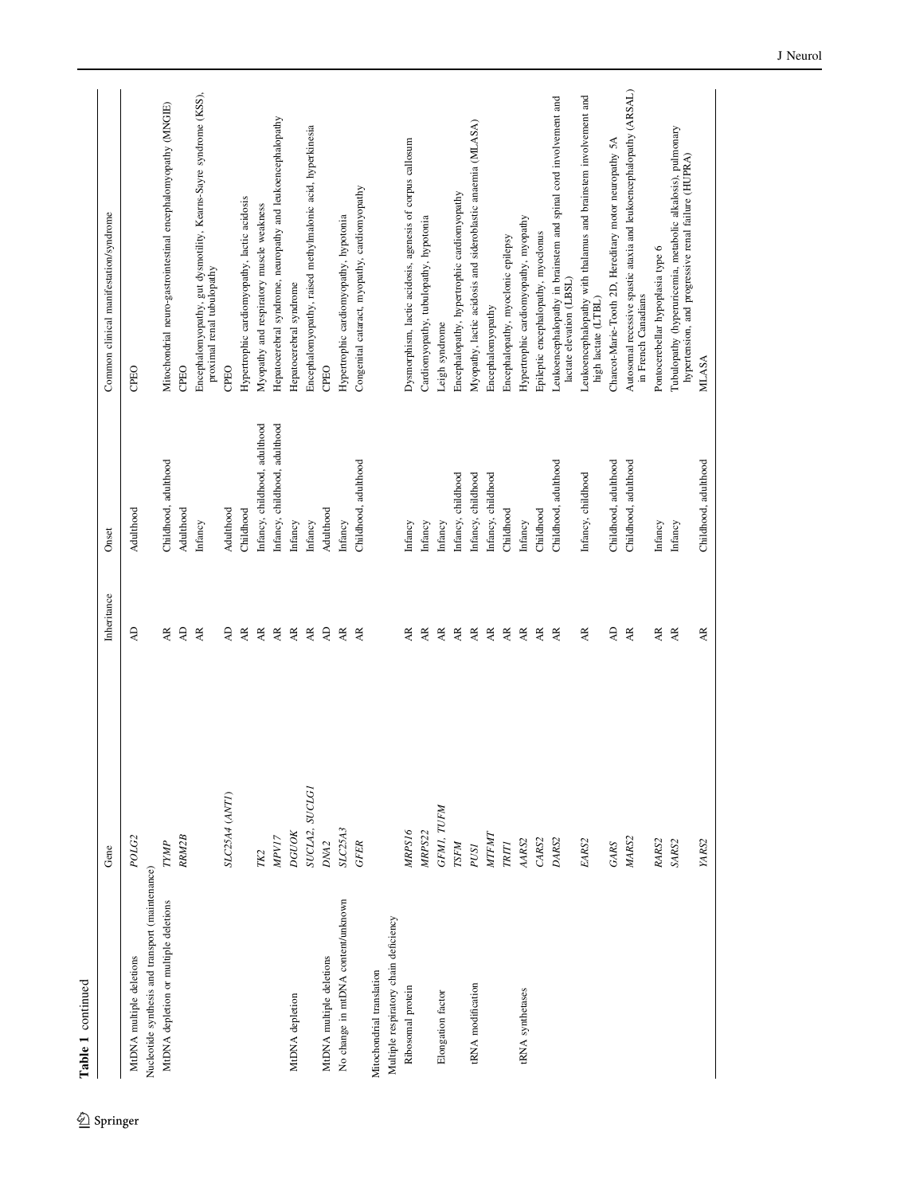**Table 1** continued

| | Gene | Inheritance | Onset | Common clinical manifestation/syndrome |
|---|---|---|---|---|
| MtDNA multiple deletions | *POLG2* | AD | Adulthood | CPEO |
| Nucleotide synthesis and transport (maintenance) | | | | |
| MtDNA depletion or multiple deletions | *TYMP* | AR | Childhood, adulthood | Mitochondrial neuro-gastrointestinal encephalomyopathy (MNGIE) |
| | *RRM2B* | AD | Adulthood | CPEO |
| | | AR | Infancy | Encephalomyopathy, gut dysmotility, Kearns-Sayre syndrome (KSS), proximal renal tubulopathy |
| | *SLC25A4 (ANT1)* | AD | Adulthood | CPEO |
| | | AR | Childhood | Hypertrophic cardiomyopathy, lactic acidosis |
| | *TK2* | AR | Infancy, childhood, adulthood | Myopathy and respiratory muscle weakness |
| | *MPV17* | AR | Infancy, childhood, adulthood | Hepatocerebral syndrome, neuropathy and leukoencephalopathy |
| MtDNA depletion | *DGUOK* | AR | Infancy | Hepatocerebral syndrome |
| | *SUCLA2, SUCLG1* | AR | Infancy | Encephalomyopathy, raised methylmalonic acid, hyperkinesia |
| MtDNA multiple deletions | *DNA2* | AD | Adulthood | CPEO |
| No change in mtDNA content/unknown | *SLC25A3* | AR | Infancy | Hypertrophic cardiomyopathy, hypotonia |
| | *GFER* | AR | Childhood, adulthood | Congenital cataract, myopathy, cardiomyopathy |
| Mitochondrial translation | | | | |
| Multiple respiratory chain deficiency | | | | |
| Ribosomal protein | *MRPS16* | AR | Infancy | Dysmorphism, lactic acidosis, agenesis of corpus callosum |
| | *MRPS22* | AR | Infancy | Cardiomyopathy, tubulopathy, hypotonia |
| Elongation factor | *GFM1, TUFM* | AR | Infancy | Leigh syndrome |
| | *TSFM* | AR | Infancy, childhood | Encephalopathy, hypertrophic cardiomyopathy |
| tRNA modification | *PUS1* | AR | Infancy, childhood | Myopathy, lactic acidosis and sideroblastic anaemia (MLASA) |
| | *MTFMT* | AR | Infancy, childhood | Encephalomyopathy |
| | *TRIT1* | AR | Childhood | Encephalopathy, myoclonic epilepsy |
| tRNA synthetases | *AARS2* | AR | Infancy | Hypertrophic cardiomyopathy, myopathy |
| | *CARS2* | AR | Childhood | Epileptic encephalopathy, myoclonus |
| | *DARS2* | AR | Childhood, adulthood | Leukoencephalopathy in brainstem and spinal cord involvement and lactate elevation (LBSL) |
| | *EARS2* | AR | Infancy, childhood | Leukoencephalopathy with thalamus and brainstem involvement and high lactate (LTBL) |
| | *GARS* | AD | Childhood, adulthood | Charcot-Marie-Tooth 2D, Hereditary motor neuropathy 5A |
| | *MARS2* | AR | Childhood, adulthood | Autosomal recessive spastic ataxia and leukoencephalopathy (ARSAL) in French Canadians |
| | *RARS2* | AR | Infancy | Pontocerebellar hypoplasia type 6 |
| | *SARS2* | AR | Infancy | Tubulopathy (hyperuricemia, metabolic alkalosis), pulmonary hypertension, and progressive renal failure (HUPRA) |
| | *YARS2* | AR | Childhood, adulthood | MLASA |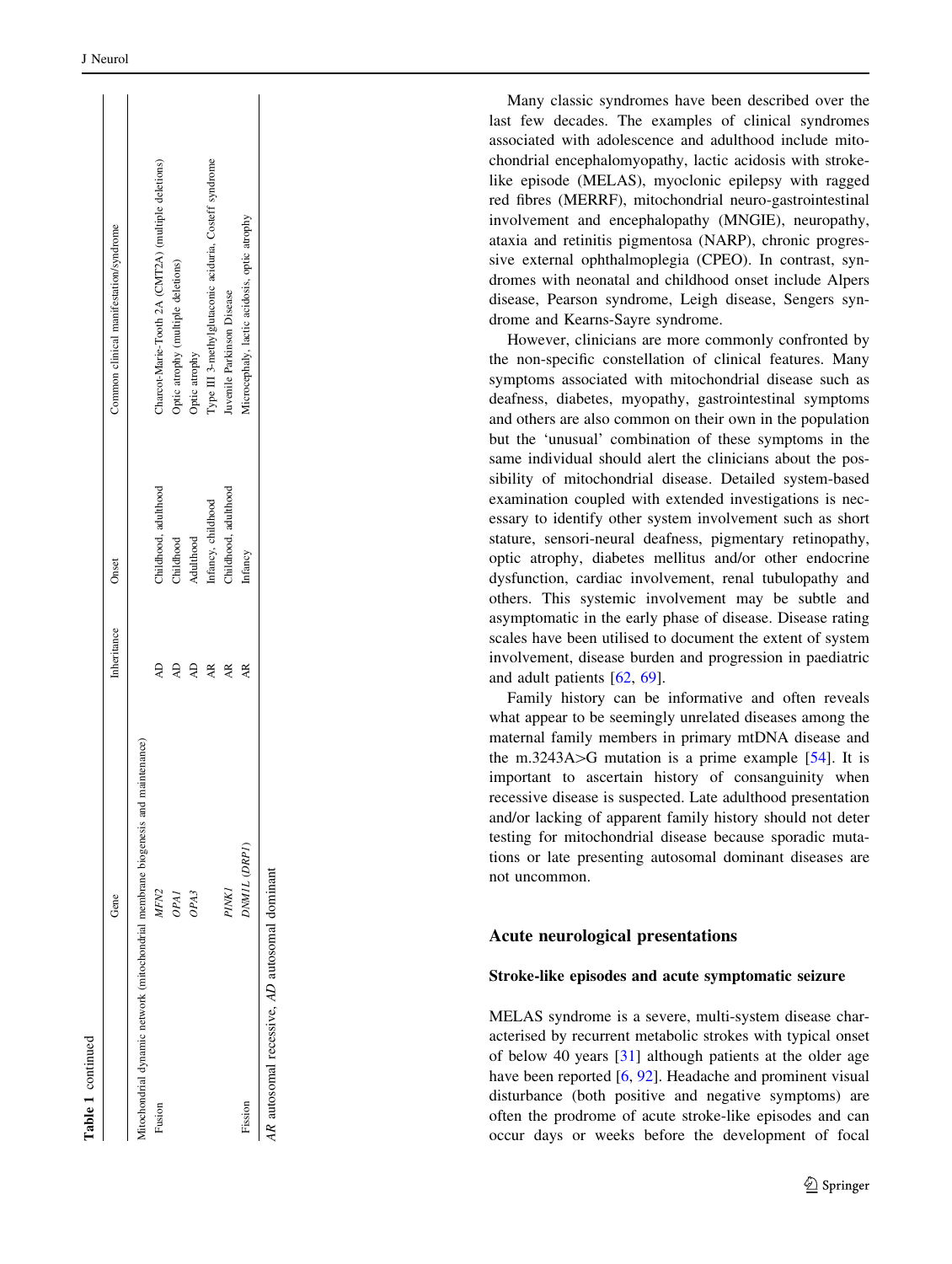**Table 1** continued

| | Gene | Inheritance | Onset | Common clinical manifestation/syndrome |
|---|---|---|---|---|
| Mitochondrial dynamic network (mitochondrial membrane biogenesis and maintenance) | | | | |
| Fusion | *MFN2* | AD | Childhood, adulthood | Charcot-Marie-Tooth 2A (CMT2A) (multiple deletions) |
| | *OPA1* | AD | Childhood | Optic atrophy (multiple deletions) |
| | *OPA3* | AD | Adulthood | Optic atrophy |
| | | AR | Infancy, childhood | Type III 3-methylglutaconic aciduria, Costeff syndrome |
| | *PINK1* | AR | Childhood, adulthood | Juvenile Parkinson Disease |
| Fission | *DNM1L (DRP1)* | AR | Infancy | Microcephaly, lactic acidosis, optic atrophy |

*AR* autosomal recessive, *AD* autosomal dominant

Many classic syndromes have been described over the last few decades. The examples of clinical syndromes associated with adolescence and adulthood include mitochondrial encephalomyopathy, lactic acidosis with stroke-like episode (MELAS), myoclonic epilepsy with ragged red fibres (MERRF), mitochondrial neuro-gastrointestinal involvement and encephalopathy (MNGIE), neuropathy, ataxia and retinitis pigmentosa (NARP), chronic progressive external ophthalmoplegia (CPEO). In contrast, syndromes with neonatal and childhood onset include Alpers disease, Pearson syndrome, Leigh disease, Sengers syndrome and Kearns-Sayre syndrome.

However, clinicians are more commonly confronted by the non-specific constellation of clinical features. Many symptoms associated with mitochondrial disease such as deafness, diabetes, myopathy, gastrointestinal symptoms and others are also common on their own in the population but the 'unusual' combination of these symptoms in the same individual should alert the clinicians about the possibility of mitochondrial disease. Detailed system-based examination coupled with extended investigations is necessary to identify other system involvement such as short stature, sensori-neural deafness, pigmentary retinopathy, optic atrophy, diabetes mellitus and/or other endocrine dysfunction, cardiac involvement, renal tubulopathy and others. This systemic involvement may be subtle and asymptomatic in the early phase of disease. Disease rating scales have been utilised to document the extent of system involvement, disease burden and progression in paediatric and adult patients [62, 69].

Family history can be informative and often reveals what appear to be seemingly unrelated diseases among the maternal family members in primary mtDNA disease and the m.3243A>G mutation is a prime example [54]. It is important to ascertain history of consanguinity when recessive disease is suspected. Late adulthood presentation and/or lacking of apparent family history should not deter testing for mitochondrial disease because sporadic mutations or late presenting autosomal dominant diseases are not uncommon.

## Acute neurological presentations

### Stroke-like episodes and acute symptomatic seizure

MELAS syndrome is a severe, multi-system disease characterised by recurrent metabolic strokes with typical onset of below 40 years [31] although patients at the older age have been reported [6, 92]. Headache and prominent visual disturbance (both positive and negative symptoms) are often the prodrome of acute stroke-like episodes and can occur days or weeks before the development of focal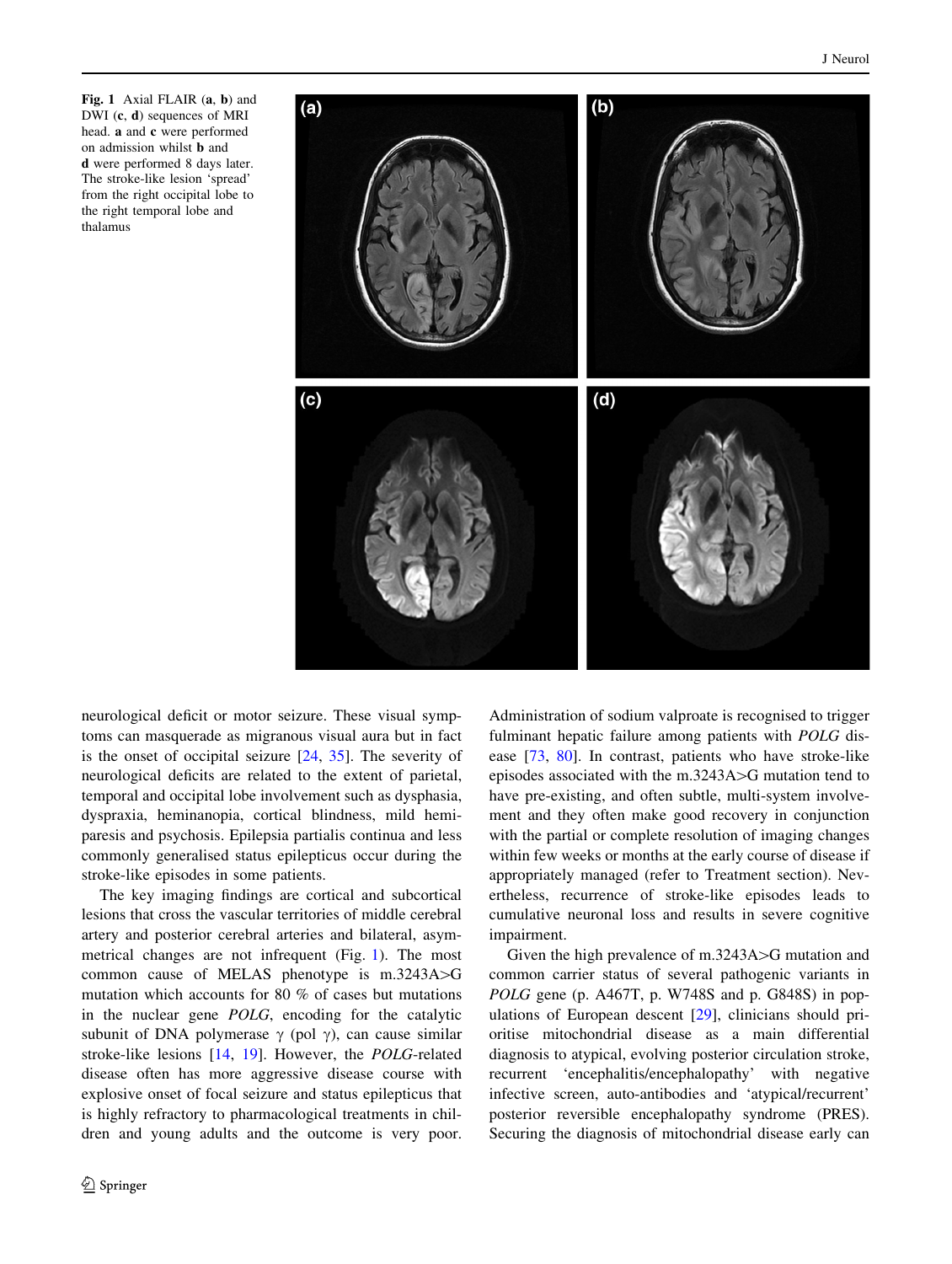Fig. 1 Axial FLAIR (**a**, **b**) and DWI (**c**, **d**) sequences of MRI head. **a** and **c** were performed on admission whilst **b** and **d** were performed 8 days later. The stroke-like lesion 'spread' from the right occipital lobe to the right temporal lobe and thalamus

neurological deficit or motor seizure. These visual symptoms can masquerade as migranous visual aura but in fact is the onset of occipital seizure [24, 35]. The severity of neurological deficits are related to the extent of parietal, temporal and occipital lobe involvement such as dysphasia, dyspraxia, heminanopia, cortical blindness, mild hemiparesis and psychosis. Epilepsia partialis continua and less commonly generalised status epilepticus occur during the stroke-like episodes in some patients.

The key imaging findings are cortical and subcortical lesions that cross the vascular territories of middle cerebral artery and posterior cerebral arteries and bilateral, asymmetrical changes are not infrequent (Fig. 1). The most common cause of MELAS phenotype is m.3243A>G mutation which accounts for 80 % of cases but mutations in the nuclear gene *POLG*, encoding for the catalytic subunit of DNA polymerase $\gamma$ (pol $\gamma$), can cause similar stroke-like lesions [14, 19]. However, the *POLG*-related disease often has more aggressive disease course with explosive onset of focal seizure and status epilepticus that is highly refractory to pharmacological treatments in children and young adults and the outcome is very poor. Administration of sodium valproate is recognised to trigger fulminant hepatic failure among patients with *POLG* disease [73, 80]. In contrast, patients who have stroke-like episodes associated with the m.3243A>G mutation tend to have pre-existing, and often subtle, multi-system involvement and they often make good recovery in conjunction with the partial or complete resolution of imaging changes within few weeks or months at the early course of disease if appropriately managed (refer to Treatment section). Nevertheless, recurrence of stroke-like episodes leads to cumulative neuronal loss and results in severe cognitive impairment.

Given the high prevalence of m.3243A>G mutation and common carrier status of several pathogenic variants in *POLG* gene (p. A467T, p. W748S and p. G848S) in populations of European descent [29], clinicians should prioritise mitochondrial disease as a main differential diagnosis to atypical, evolving posterior circulation stroke, recurrent 'encephalitis/encephalopathy' with negative infective screen, auto-antibodies and 'atypical/recurrent' posterior reversible encephalopathy syndrome (PRES). Securing the diagnosis of mitochondrial disease early can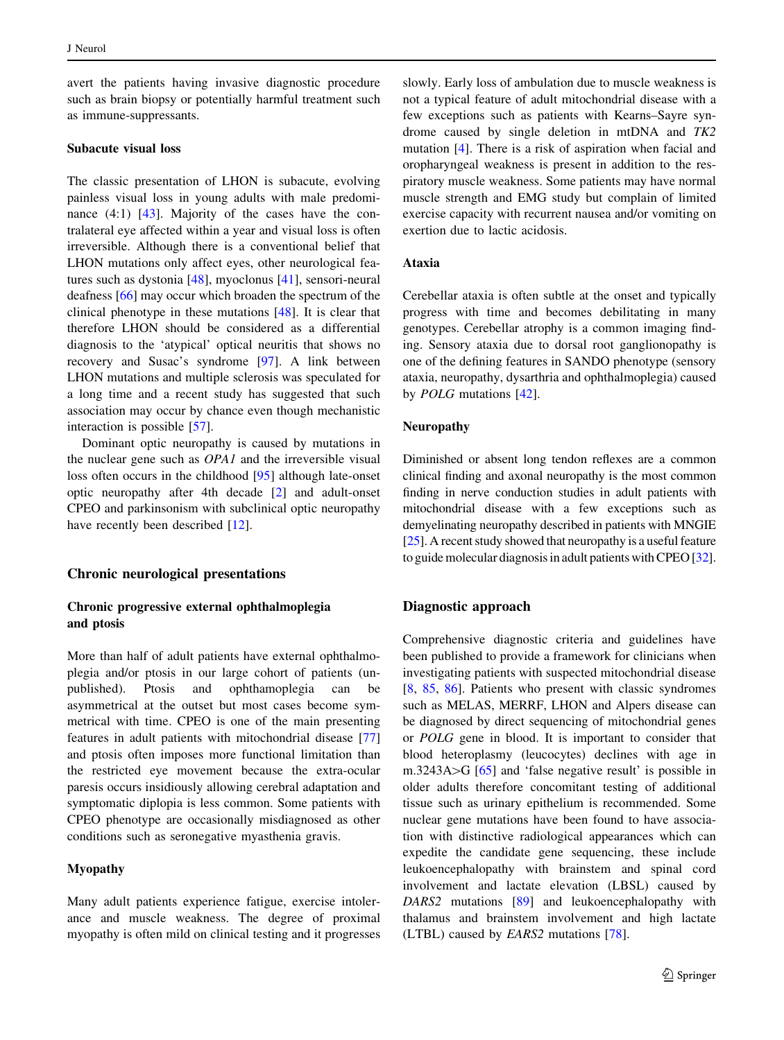avert the patients having invasive diagnostic procedure such as brain biopsy or potentially harmful treatment such as immune-suppressants.

### Subacute visual loss

The classic presentation of LHON is subacute, evolving painless visual loss in young adults with male predominance (4:1) [43]. Majority of the cases have the contralateral eye affected within a year and visual loss is often irreversible. Although there is a conventional belief that LHON mutations only affect eyes, other neurological features such as dystonia [48], myoclonus [41], sensori-neural deafness [66] may occur which broaden the spectrum of the clinical phenotype in these mutations [48]. It is clear that therefore LHON should be considered as a differential diagnosis to the 'atypical' optical neuritis that shows no recovery and Susac's syndrome [97]. A link between LHON mutations and multiple sclerosis was speculated for a long time and a recent study has suggested that such association may occur by chance even though mechanistic interaction is possible [57].

Dominant optic neuropathy is caused by mutations in the nuclear gene such as *OPA1* and the irreversible visual loss often occurs in the childhood [95] although late-onset optic neuropathy after 4th decade [2] and adult-onset CPEO and parkinsonism with subclinical optic neuropathy have recently been described [12].

## Chronic neurological presentations

### Chronic progressive external ophthalmoplegia and ptosis

More than half of adult patients have external ophthalmoplegia and/or ptosis in our large cohort of patients (unpublished). Ptosis and ophthamoplegia can be asymmetrical at the outset but most cases become symmetrical with time. CPEO is one of the main presenting features in adult patients with mitochondrial disease [77] and ptosis often imposes more functional limitation than the restricted eye movement because the extra-ocular paresis occurs insidiously allowing cerebral adaptation and symptomatic diplopia is less common. Some patients with CPEO phenotype are occasionally misdiagnosed as other conditions such as seronegative myasthenia gravis.

### Myopathy

Many adult patients experience fatigue, exercise intolerance and muscle weakness. The degree of proximal myopathy is often mild on clinical testing and it progresses slowly. Early loss of ambulation due to muscle weakness is not a typical feature of adult mitochondrial disease with a few exceptions such as patients with Kearns–Sayre syndrome caused by single deletion in mtDNA and *TK2* mutation [4]. There is a risk of aspiration when facial and oropharyngeal weakness is present in addition to the respiratory muscle weakness. Some patients may have normal muscle strength and EMG study but complain of limited exercise capacity with recurrent nausea and/or vomiting on exertion due to lactic acidosis.

### Ataxia

Cerebellar ataxia is often subtle at the onset and typically progress with time and becomes debilitating in many genotypes. Cerebellar atrophy is a common imaging finding. Sensory ataxia due to dorsal root ganglionopathy is one of the defining features in SANDO phenotype (sensory ataxia, neuropathy, dysarthria and ophthalmoplegia) caused by *POLG* mutations [42].

### Neuropathy

Diminished or absent long tendon reflexes are a common clinical finding and axonal neuropathy is the most common finding in nerve conduction studies in adult patients with mitochondrial disease with a few exceptions such as demyelinating neuropathy described in patients with MNGIE [25]. A recent study showed that neuropathy is a useful feature to guide molecular diagnosis in adult patients with CPEO [32].

## Diagnostic approach

Comprehensive diagnostic criteria and guidelines have been published to provide a framework for clinicians when investigating patients with suspected mitochondrial disease [8, 85, 86]. Patients who present with classic syndromes such as MELAS, MERRF, LHON and Alpers disease can be diagnosed by direct sequencing of mitochondrial genes or *POLG* gene in blood. It is important to consider that blood heteroplasmy (leucocytes) declines with age in m.3243A>G [65] and 'false negative result' is possible in older adults therefore concomitant testing of additional tissue such as urinary epithelium is recommended. Some nuclear gene mutations have been found to have association with distinctive radiological appearances which can expedite the candidate gene sequencing, these include leukoencephalopathy with brainstem and spinal cord involvement and lactate elevation (LBSL) caused by *DARS2* mutations [89] and leukoencephalopathy with thalamus and brainstem involvement and high lactate (LTBL) caused by *EARS2* mutations [78].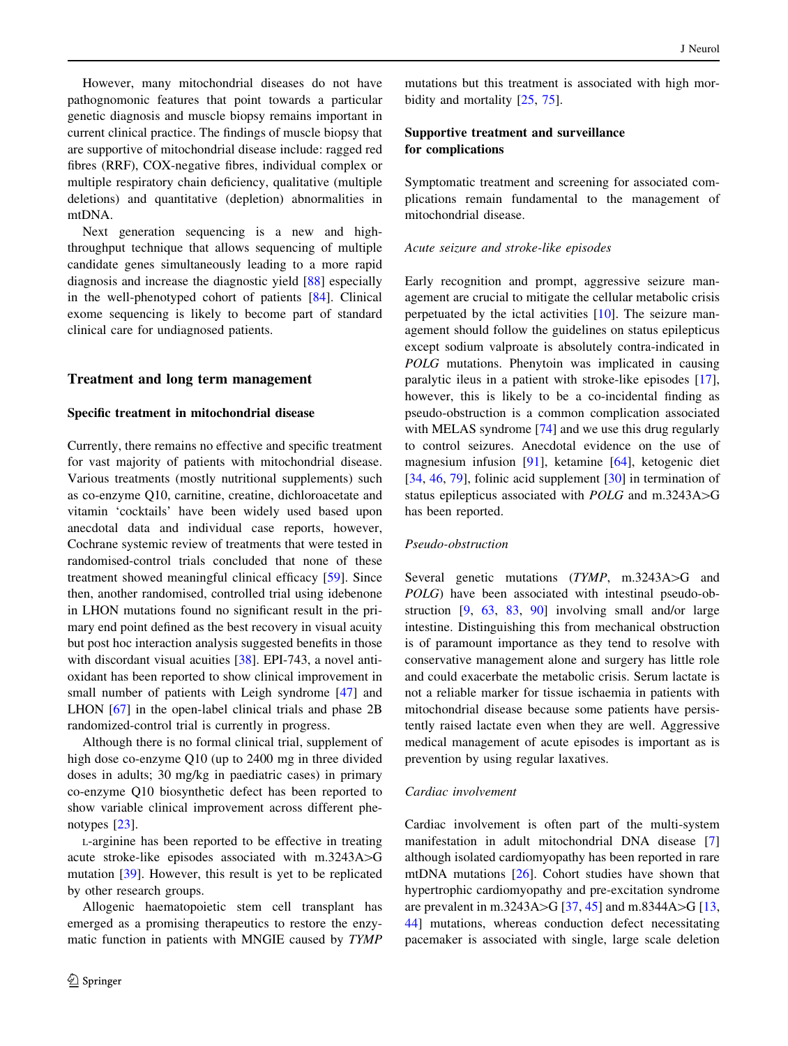However, many mitochondrial diseases do not have pathognomonic features that point towards a particular genetic diagnosis and muscle biopsy remains important in current clinical practice. The findings of muscle biopsy that are supportive of mitochondrial disease include: ragged red fibres (RRF), COX-negative fibres, individual complex or multiple respiratory chain deficiency, qualitative (multiple deletions) and quantitative (depletion) abnormalities in mtDNA.

Next generation sequencing is a new and high-throughput technique that allows sequencing of multiple candidate genes simultaneously leading to a more rapid diagnosis and increase the diagnostic yield [88] especially in the well-phenotyped cohort of patients [84]. Clinical exome sequencing is likely to become part of standard clinical care for undiagnosed patients.

## Treatment and long term management

### Specific treatment in mitochondrial disease

Currently, there remains no effective and specific treatment for vast majority of patients with mitochondrial disease. Various treatments (mostly nutritional supplements) such as co-enzyme Q10, carnitine, creatine, dichloroacetate and vitamin 'cocktails' have been widely used based upon anecdotal data and individual case reports, however, Cochrane systemic review of treatments that were tested in randomised-control trials concluded that none of these treatment showed meaningful clinical efficacy [59]. Since then, another randomised, controlled trial using idebenone in LHON mutations found no significant result in the primary end point defined as the best recovery in visual acuity but post hoc interaction analysis suggested benefits in those with discordant visual acuities [38]. EPI-743, a novel antioxidant has been reported to show clinical improvement in small number of patients with Leigh syndrome [47] and LHON [67] in the open-label clinical trials and phase 2B randomized-control trial is currently in progress.

Although there is no formal clinical trial, supplement of high dose co-enzyme Q10 (up to 2400 mg in three divided doses in adults; 30 mg/kg in paediatric cases) in primary co-enzyme Q10 biosynthetic defect has been reported to show variable clinical improvement across different phenotypes [23].

L-arginine has been reported to be effective in treating acute stroke-like episodes associated with m.3243A>G mutation [39]. However, this result is yet to be replicated by other research groups.

Allogenic haematopoietic stem cell transplant has emerged as a promising therapeutics to restore the enzymatic function in patients with MNGIE caused by *TYMP* mutations but this treatment is associated with high morbidity and mortality [25, 75].

### Supportive treatment and surveillance for complications

Symptomatic treatment and screening for associated complications remain fundamental to the management of mitochondrial disease.

#### *Acute seizure and stroke-like episodes*

Early recognition and prompt, aggressive seizure management are crucial to mitigate the cellular metabolic crisis perpetuated by the ictal activities [10]. The seizure management should follow the guidelines on status epilepticus except sodium valproate is absolutely contra-indicated in *POLG* mutations. Phenytoin was implicated in causing paralytic ileus in a patient with stroke-like episodes [17], however, this is likely to be a co-incidental finding as pseudo-obstruction is a common complication associated with MELAS syndrome [74] and we use this drug regularly to control seizures. Anecdotal evidence on the use of magnesium infusion [91], ketamine [64], ketogenic diet [34, 46, 79], folinic acid supplement [30] in termination of status epilepticus associated with *POLG* and m.3243A>G has been reported.

#### *Pseudo-obstruction*

Several genetic mutations (*TYMP*, m.3243A>G and *POLG*) have been associated with intestinal pseudo-obstruction [9, 63, 83, 90] involving small and/or large intestine. Distinguishing this from mechanical obstruction is of paramount importance as they tend to resolve with conservative management alone and surgery has little role and could exacerbate the metabolic crisis. Serum lactate is not a reliable marker for tissue ischaemia in patients with mitochondrial disease because some patients have persistently raised lactate even when they are well. Aggressive medical management of acute episodes is important as is prevention by using regular laxatives.

#### *Cardiac involvement*

Cardiac involvement is often part of the multi-system manifestation in adult mitochondrial DNA disease [7] although isolated cardiomyopathy has been reported in rare mtDNA mutations [26]. Cohort studies have shown that hypertrophic cardiomyopathy and pre-excitation syndrome are prevalent in m.3243A>G [37, 45] and m.8344A>G [13, 44] mutations, whereas conduction defect necessitating pacemaker is associated with single, large scale deletion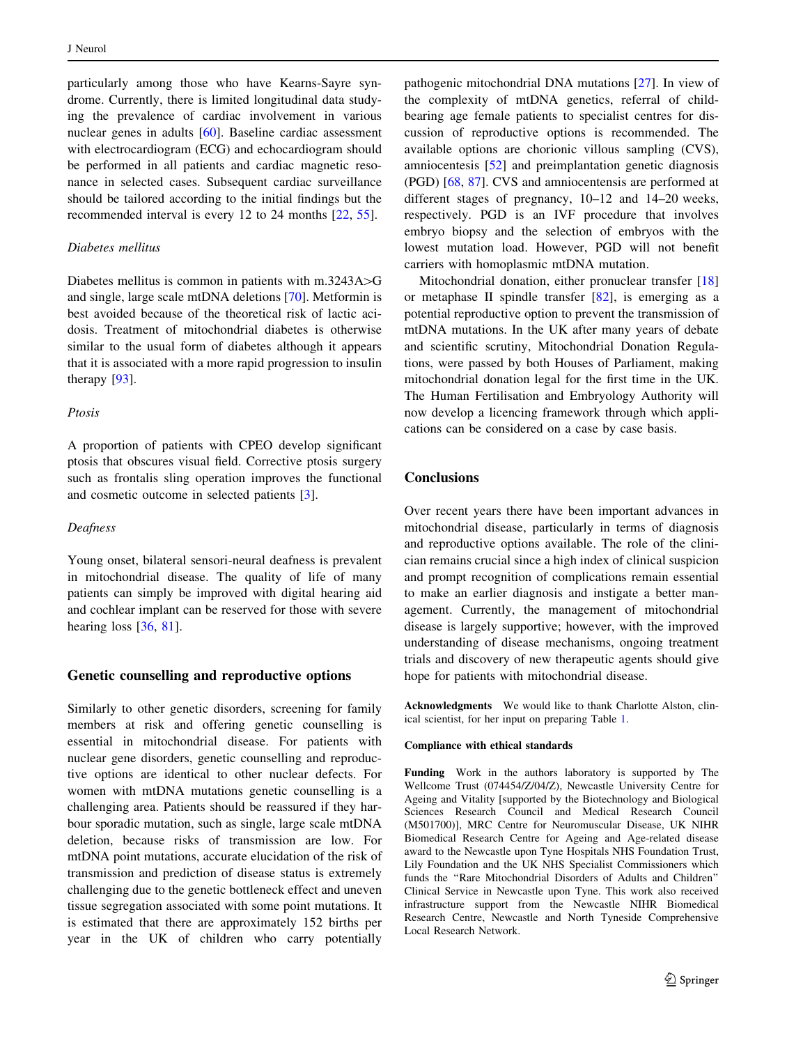particularly among those who have Kearns-Sayre syndrome. Currently, there is limited longitudinal data studying the prevalence of cardiac involvement in various nuclear genes in adults [60]. Baseline cardiac assessment with electrocardiogram (ECG) and echocardiogram should be performed in all patients and cardiac magnetic resonance in selected cases. Subsequent cardiac surveillance should be tailored according to the initial findings but the recommended interval is every 12 to 24 months [22, 55].

*Diabetes mellitus*

Diabetes mellitus is common in patients with m.3243A>G and single, large scale mtDNA deletions [70]. Metformin is best avoided because of the theoretical risk of lactic acidosis. Treatment of mitochondrial diabetes is otherwise similar to the usual form of diabetes although it appears that it is associated with a more rapid progression to insulin therapy [93].

*Ptosis*

A proportion of patients with CPEO develop significant ptosis that obscures visual field. Corrective ptosis surgery such as frontalis sling operation improves the functional and cosmetic outcome in selected patients [3].

*Deafness*

Young onset, bilateral sensori-neural deafness is prevalent in mitochondrial disease. The quality of life of many patients can simply be improved with digital hearing aid and cochlear implant can be reserved for those with severe hearing loss [36, 81].

## Genetic counselling and reproductive options

Similarly to other genetic disorders, screening for family members at risk and offering genetic counselling is essential in mitochondrial disease. For patients with nuclear gene disorders, genetic counselling and reproductive options are identical to other nuclear defects. For women with mtDNA mutations genetic counselling is a challenging area. Patients should be reassured if they harbour sporadic mutation, such as single, large scale mtDNA deletion, because risks of transmission are low. For mtDNA point mutations, accurate elucidation of the risk of transmission and prediction of disease status is extremely challenging due to the genetic bottleneck effect and uneven tissue segregation associated with some point mutations. It is estimated that there are approximately 152 births per year in the UK of children who carry potentially pathogenic mitochondrial DNA mutations [27]. In view of the complexity of mtDNA genetics, referral of child-bearing age female patients to specialist centres for discussion of reproductive options is recommended. The available options are chorionic villous sampling (CVS), amniocentesis [52] and preimplantation genetic diagnosis (PGD) [68, 87]. CVS and amniocentesis are performed at different stages of pregnancy, 10–12 and 14–20 weeks, respectively. PGD is an IVF procedure that involves embryo biopsy and the selection of embryos with the lowest mutation load. However, PGD will not benefit carriers with homoplasmic mtDNA mutation.

Mitochondrial donation, either pronuclear transfer [18] or metaphase II spindle transfer [82], is emerging as a potential reproductive option to prevent the transmission of mtDNA mutations. In the UK after many years of debate and scientific scrutiny, Mitochondrial Donation Regulations, were passed by both Houses of Parliament, making mitochondrial donation legal for the first time in the UK. The Human Fertilisation and Embryology Authority will now develop a licencing framework through which applications can be considered on a case by case basis.

## Conclusions

Over recent years there have been important advances in mitochondrial disease, particularly in terms of diagnosis and reproductive options available. The role of the clinician remains crucial since a high index of clinical suspicion and prompt recognition of complications remain essential to make an earlier diagnosis and instigate a better management. Currently, the management of mitochondrial disease is largely supportive; however, with the improved understanding of disease mechanisms, ongoing treatment trials and discovery of new therapeutic agents should give hope for patients with mitochondrial disease.

**Acknowledgments** We would like to thank Charlotte Alston, clinical scientist, for her input on preparing Table 1.

**Compliance with ethical standards**

**Funding** Work in the authors laboratory is supported by The Wellcome Trust (074454/Z/04/Z), Newcastle University Centre for Ageing and Vitality [supported by the Biotechnology and Biological Sciences Research Council and Medical Research Council (M501700)], MRC Centre for Neuromuscular Disease, UK NIHR Biomedical Research Centre for Ageing and Age-related disease award to the Newcastle upon Tyne Hospitals NHS Foundation Trust, Lily Foundation and the UK NHS Specialist Commissioners which funds the "Rare Mitochondrial Disorders of Adults and Children" Clinical Service in Newcastle upon Tyne. This work also received infrastructure support from the Newcastle NIHR Biomedical Research Centre, Newcastle and North Tyneside Comprehensive Local Research Network.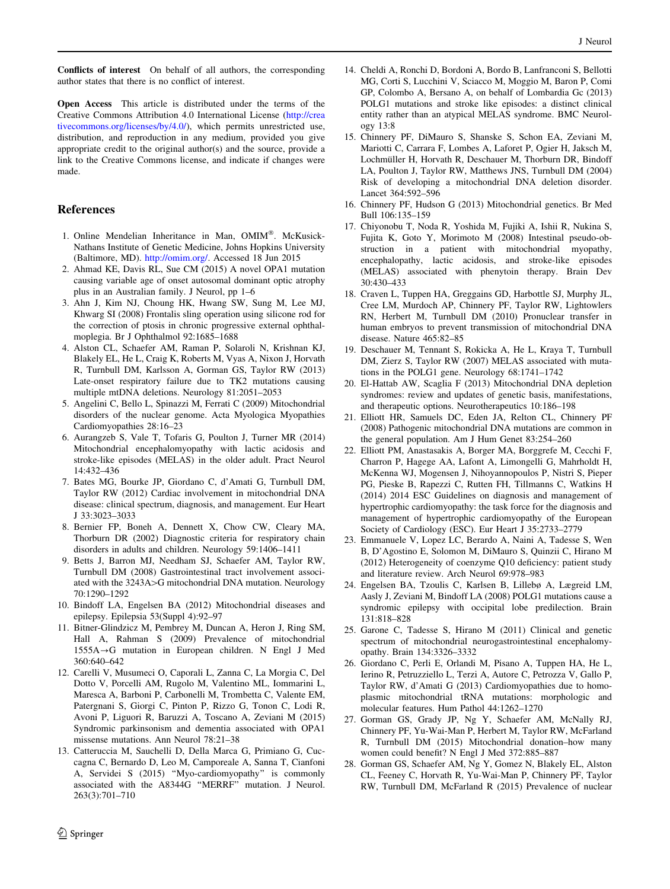**Conflicts of interest** On behalf of all authors, the corresponding author states that there is no conflict of interest.

**Open Access** This article is distributed under the terms of the Creative Commons Attribution 4.0 International License (http://creativecommons.org/licenses/by/4.0/), which permits unrestricted use, distribution, and reproduction in any medium, provided you give appropriate credit to the original author(s) and the source, provide a link to the Creative Commons license, and indicate if changes were made.

## References

1. Online Mendelian Inheritance in Man, OMIM®. McKusick-Nathans Institute of Genetic Medicine, Johns Hopkins University (Baltimore, MD). http://omim.org/. Accessed 18 Jun 2015
2. Ahmad KE, Davis RL, Sue CM (2015) A novel OPA1 mutation causing variable age of onset autosomal dominant optic atrophy plus in an Australian family. J Neurol, pp 1–6
3. Ahn J, Kim NJ, Choung HK, Hwang SW, Sung M, Lee MJ, Khwarg SI (2008) Frontalis sling operation using silicone rod for the correction of ptosis in chronic progressive external ophthalmoplegia. Br J Ophthalmol 92:1685–1688
4. Alston CL, Schaefer AM, Raman P, Solaroli N, Krishnan KJ, Blakely EL, He L, Craig K, Roberts M, Vyas A, Nixon J, Horvath R, Turnbull DM, Karlsson A, Gorman GS, Taylor RW (2013) Late-onset respiratory failure due to TK2 mutations causing multiple mtDNA deletions. Neurology 81:2051–2053
5. Angelini C, Bello L, Spinazzi M, Ferrati C (2009) Mitochondrial disorders of the nuclear genome. Acta Myologica Myopathies Cardiomyopathies 28:16–23
6. Aurangzeb S, Vale T, Tofaris G, Poulton J, Turner MR (2014) Mitochondrial encephalomyopathy with lactic acidosis and stroke-like episodes (MELAS) in the older adult. Pract Neurol 14:432–436
7. Bates MG, Bourke JP, Giordano C, d'Amati G, Turnbull DM, Taylor RW (2012) Cardiac involvement in mitochondrial DNA disease: clinical spectrum, diagnosis, and management. Eur Heart J 33:3023–3033
8. Bernier FP, Boneh A, Dennett X, Chow CW, Cleary MA, Thorburn DR (2002) Diagnostic criteria for respiratory chain disorders in adults and children. Neurology 59:1406–1411
9. Betts J, Barron MJ, Needham SJ, Schaefer AM, Taylor RW, Turnbull DM (2008) Gastrointestinal tract involvement associated with the 3243A>G mitochondrial DNA mutation. Neurology 70:1290–1292
10. Bindoff LA, Engelsen BA (2012) Mitochondrial diseases and epilepsy. Epilepsia 53(Suppl 4):92–97
11. Bitner-Glindzicz M, Pembrey M, Duncan A, Heron J, Ring SM, Hall A, Rahman S (2009) Prevalence of mitochondrial 1555A→G mutation in European children. N Engl J Med 360:640–642
12. Carelli V, Musumeci O, Caporali L, Zanna C, La Morgia C, Del Dotto V, Porcelli AM, Rugolo M, Valentino ML, Iommarini L, Maresca A, Barboni P, Carbonelli M, Trombetta C, Valente EM, Patergnani S, Giorgi C, Pinton P, Rizzo G, Tonon C, Lodi R, Avoni P, Liguori R, Baruzzi A, Toscano A, Zeviani M (2015) Syndromic parkinsonism and dementia associated with OPA1 missense mutations. Ann Neurol 78:21–38
13. Catteruccia M, Sauchelli D, Della Marca G, Primiano G, Cuccagna C, Bernardo D, Leo M, Camporeale A, Sanna T, Cianfoni A, Servidei S (2015) "Myo-cardiomyopathy" is commonly associated with the A8344G "MERRF" mutation. J Neurol. 263(3):701–710
14. Cheldi A, Ronchi D, Bordoni A, Bordo B, Lanfranconi S, Bellotti MG, Corti S, Lucchini V, Sciacco M, Moggio M, Baron P, Comi GP, Colombo A, Bersano A, on behalf of Lombardia Gc (2013) POLG1 mutations and stroke like episodes: a distinct clinical entity rather than an atypical MELAS syndrome. BMC Neurology 13:8
15. Chinnery PF, DiMauro S, Shanske S, Schon EA, Zeviani M, Mariotti C, Carrara F, Lombes A, Laforet P, Ogier H, Jaksch M, Lochmüller H, Horvath R, Deschauer M, Thorburn DR, Bindoff LA, Poulton J, Taylor RW, Matthews JNS, Turnbull DM (2004) Risk of developing a mitochondrial DNA deletion disorder. Lancet 364:592–596
16. Chinnery PF, Hudson G (2013) Mitochondrial genetics. Br Med Bull 106:135–159
17. Chiyonobu T, Noda R, Yoshida M, Fujiki A, Ishii R, Nukina S, Fujita K, Goto Y, Morimoto M (2008) Intestinal pseudo-obstruction in a patient with mitochondrial myopathy, encephalopathy, lactic acidosis, and stroke-like episodes (MELAS) associated with phenytoin therapy. Brain Dev 30:430–433
18. Craven L, Tuppen HA, Greggains GD, Harbottle SJ, Murphy JL, Cree LM, Murdoch AP, Chinnery PF, Taylor RW, Lightowlers RN, Herbert M, Turnbull DM (2010) Pronuclear transfer in human embryos to prevent transmission of mitochondrial DNA disease. Nature 465:82–85
19. Deschauer M, Tennant S, Rokicka A, He L, Kraya T, Turnbull DM, Zierz S, Taylor RW (2007) MELAS associated with mutations in the POLG1 gene. Neurology 68:1741–1742
20. El-Hattab AW, Scaglia F (2013) Mitochondrial DNA depletion syndromes: review and updates of genetic basis, manifestations, and therapeutic options. Neurotherapeutics 10:186–198
21. Elliott HR, Samuels DC, Eden JA, Relton CL, Chinnery PF (2008) Pathogenic mitochondrial DNA mutations are common in the general population. Am J Hum Genet 83:254–260
22. Elliott PM, Anastasakis A, Borger MA, Borggrefe M, Cecchi F, Charron P, Hagege AA, Lafont A, Limongelli G, Mahrholdt H, McKenna WJ, Mogensen J, Nihoyannopoulos P, Nistri S, Pieper PG, Pieske B, Rapezzi C, Rutten FH, Tillmanns C, Watkins H (2014) 2014 ESC Guidelines on diagnosis and management of hypertrophic cardiomyopathy: the task force for the diagnosis and management of hypertrophic cardiomyopathy of the European Society of Cardiology (ESC). Eur Heart J 35:2733–2779
23. Emmanuele V, Lopez LC, Berardo A, Naini A, Tadesse S, Wen B, D'Agostino E, Solomon M, DiMauro S, Quinzii C, Hirano M (2012) Heterogeneity of coenzyme Q10 deficiency: patient study and literature review. Arch Neurol 69:978–983
24. Engelsen BA, Tzoulis C, Karlsen B, Lillebø A, Lægreid LM, Aasly J, Zeviani M, Bindoff LA (2008) POLG1 mutations cause a syndromic epilepsy with occipital lobe predilection. Brain 131:818–828
25. Garone C, Tadesse S, Hirano M (2011) Clinical and genetic spectrum of mitochondrial neurogastrointestinal encephalomyopathy. Brain 134:3326–3332
26. Giordano C, Perli E, Orlandi M, Pisano A, Tuppen HA, He L, Ierino R, Petruzziello L, Terzi A, Autore C, Petrozza V, Gallo P, Taylor RW, d'Amati G (2013) Cardiomyopathies due to homoplasmic mitochondrial tRNA mutations: morphologic and molecular features. Hum Pathol 44:1262–1270
27. Gorman GS, Grady JP, Ng Y, Schaefer AM, McNally RJ, Chinnery PF, Yu-Wai-Man P, Herbert M, Taylor RW, McFarland R, Turnbull DM (2015) Mitochondrial donation–how many women could benefit? N Engl J Med 372:885–887
28. Gorman GS, Schaefer AM, Ng Y, Gomez N, Blakely EL, Alston CL, Feeney C, Horvath R, Yu-Wai-Man P, Chinnery PF, Taylor RW, Turnbull DM, McFarland R (2015) Prevalence of nuclear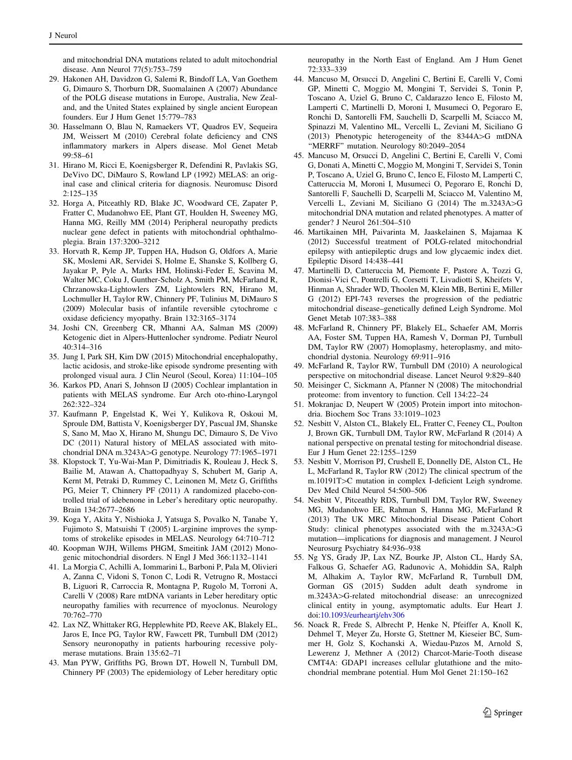and mitochondrial DNA mutations related to adult mitochondrial disease. Ann Neurol 77(5):753–759

29. Hakonen AH, Davidzon G, Salemi R, Bindoff LA, Van Goethem G, Dimauro S, Thorburn DR, Suomalainen A (2007) Abundance of the POLG disease mutations in Europe, Australia, New Zealand, and the United States explained by single ancient European founders. Eur J Hum Genet 15:779–783
30. Hasselmann O, Blau N, Ramaekers VT, Quadros EV, Sequeira JM, Weissert M (2010) Cerebral folate deficiency and CNS inflammatory markers in Alpers disease. Mol Genet Metab 99:58–61
31. Hirano M, Ricci E, Koenigsberger R, Defendini R, Pavlakis SG, DeVivo DC, DiMauro S, Rowland LP (1992) MELAS: an original case and clinical criteria for diagnosis. Neuromusc Disord 2:125–135
32. Horga A, Pitceathly RD, Blake JC, Woodward CE, Zapater P, Fratter C, Mudanohwo EE, Plant GT, Houlden H, Sweeney MG, Hanna MG, Reilly MM (2014) Peripheral neuropathy predicts nuclear gene defect in patients with mitochondrial ophthalmoplegia. Brain 137:3200–3212
33. Horvath R, Kemp JP, Tuppen HA, Hudson G, Oldfors A, Marie SK, Moslemi AR, Servidei S, Holme E, Shanske S, Kollberg G, Jayakar P, Pyle A, Marks HM, Holinski-Feder E, Scavina M, Walter MC, Coku J, Gunther-Scholz A, Smith PM, McFarland R, Chrzanowska-Lightowlers ZM, Lightowlers RN, Hirano M, Lochmuller H, Taylor RW, Chinnery PF, Tulinius M, DiMauro S (2009) Molecular basis of infantile reversible cytochrome c oxidase deficiency myopathy. Brain 132:3165–3174
34. Joshi CN, Greenberg CR, Mhanni AA, Salman MS (2009) Ketogenic diet in Alpers-Huttenlocher syndrome. Pediatr Neurol 40:314–316
35. Jung I, Park SH, Kim DW (2015) Mitochondrial encephalopathy, lactic acidosis, and stroke-like episode syndrome presenting with prolonged visual aura. J Clin Neurol (Seoul, Korea) 11:104–105
36. Karkos PD, Anari S, Johnson IJ (2005) Cochlear implantation in patients with MELAS syndrome. Eur Arch oto-rhino-Laryngol 262:322–324
37. Kaufmann P, Engelstad K, Wei Y, Kulikova R, Oskoui M, Sproule DM, Battista V, Koenigsberger DY, Pascual JM, Shanske S, Sano M, Mao X, Hirano M, Shungu DC, Dimauro S, De Vivo DC (2011) Natural history of MELAS associated with mitochondrial DNA m.3243A>G genotype. Neurology 77:1965–1971
38. Klopstock T, Yu-Wai-Man P, Dimitriadis K, Rouleau J, Heck S, Bailie M, Atawan A, Chattopadhyay S, Schubert M, Garip A, Kernt M, Petraki D, Rummey C, Leinonen M, Metz G, Griffiths PG, Meier T, Chinnery PF (2011) A randomized placebo-controlled trial of idebenone in Leber's hereditary optic neuropathy. Brain 134:2677–2686
39. Koga Y, Akita Y, Nishioka J, Yatsuga S, Povalko N, Tanabe Y, Fujimoto S, Matsuishi T (2005) L-arginine improves the symptoms of strokelike episodes in MELAS. Neurology 64:710–712
40. Koopman WJH, Willems PHGM, Smeitink JAM (2012) Monogenic mitochondrial disorders. N Engl J Med 366:1132–1141
41. La Morgia C, Achilli A, Iommarini L, Barboni P, Pala M, Olivieri A, Zanna C, Vidoni S, Tonon C, Lodi R, Vetrugno R, Mostacci B, Liguori R, Carroccia R, Montagna P, Rugolo M, Torroni A, Carelli V (2008) Rare mtDNA variants in Leber hereditary optic neuropathy families with recurrence of myoclonus. Neurology 70:762–770
42. Lax NZ, Whittaker RG, Hepplewhite PD, Reeve AK, Blakely EL, Jaros E, Ince PG, Taylor RW, Fawcett PR, Turnbull DM (2012) Sensory neuronopathy in patients harbouring recessive polymerase mutations. Brain 135:62–71
43. Man PYW, Griffiths PG, Brown DT, Howell N, Turnbull DM, Chinnery PF (2003) The epidemiology of Leber hereditary optic neuropathy in the North East of England. Am J Hum Genet 72:333–339
44. Mancuso M, Orsucci D, Angelini C, Bertini E, Carelli V, Comi GP, Minetti C, Moggio M, Mongini T, Servidei S, Tonin P, Toscano A, Uziel G, Bruno C, Caldarazzo Ienco E, Filosto M, Lamperti C, Martinelli D, Moroni I, Musumeci O, Pegoraro E, Ronchi D, Santorelli FM, Sauchelli D, Scarpelli M, Sciacco M, Spinazzi M, Valentino ML, Vercelli L, Zeviani M, Siciliano G (2013) Phenotypic heterogeneity of the 8344A>G mtDNA "MERRF" mutation. Neurology 80:2049–2054
45. Mancuso M, Orsucci D, Angelini C, Bertini E, Carelli V, Comi G, Donati A, Minetti C, Moggio M, Mongini T, Servidei S, Tonin P, Toscano A, Uziel G, Bruno C, Ienco E, Filosto M, Lamperti C, Catteruccia M, Moroni I, Musumeci O, Pegoraro E, Ronchi D, Santorelli F, Sauchelli D, Scarpelli M, Sciacco M, Valentino M, Vercelli L, Zeviani M, Siciliano G (2014) The m.3243A>G mitochondrial DNA mutation and related phenotypes. A matter of gender? J Neurol 261:504–510
46. Martikainen MH, Paivarinta M, Jaaskelainen S, Majamaa K (2012) Successful treatment of POLG-related mitochondrial epilepsy with antiepileptic drugs and low glycaemic index diet. Epileptic Disord 14:438–441
47. Martinelli D, Catteruccia M, Piemonte F, Pastore A, Tozzi G, Dionisi-Vici C, Pontrelli G, Corsetti T, Livadiotti S, Kheifets V, Hinman A, Shrader WD, Thoolen M, Klein MB, Bertini E, Miller G (2012) EPI-743 reverses the progression of the pediatric mitochondrial disease–genetically defined Leigh Syndrome. Mol Genet Metab 107:383–388
48. McFarland R, Chinnery PF, Blakely EL, Schaefer AM, Morris AA, Foster SM, Tuppen HA, Ramesh V, Dorman PJ, Turnbull DM, Taylor RW (2007) Homoplasmy, heteroplasmy, and mitochondrial dystonia. Neurology 69:911–916
49. McFarland R, Taylor RW, Turnbull DM (2010) A neurological perspective on mitochondrial disease. Lancet Neurol 9:829–840
50. Meisinger C, Sickmann A, Pfanner N (2008) The mitochondrial proteome: from inventory to function. Cell 134:22–24
51. Mokranjac D, Neupert W (2005) Protein import into mitochondria. Biochem Soc Trans 33:1019–1023
52. Nesbitt V, Alston CL, Blakely EL, Fratter C, Feeney CL, Poulton J, Brown GK, Turnbull DM, Taylor RW, McFarland R (2014) A national perspective on prenatal testing for mitochondrial disease. Eur J Hum Genet 22:1255–1259
53. Nesbitt V, Morrison PJ, Crushell E, Donnelly DE, Alston CL, He L, McFarland R, Taylor RW (2012) The clinical spectrum of the m.10191T>C mutation in complex I-deficient Leigh syndrome. Dev Med Child Neurol 54:500–506
54. Nesbitt V, Pitceathly RDS, Turnbull DM, Taylor RW, Sweeney MG, Mudanohwo EE, Rahman S, Hanna MG, McFarland R (2013) The UK MRC Mitochondrial Disease Patient Cohort Study: clinical phenotypes associated with the m.3243A>G mutation—implications for diagnosis and management. J Neurol Neurosurg Psychiatry 84:936–938
55. Ng YS, Grady JP, Lax NZ, Bourke JP, Alston CL, Hardy SA, Falkous G, Schaefer AG, Radunovic A, Mohiddin SA, Ralph M, Alhakim A, Taylor RW, McFarland R, Turnbull DM, Gorman GS (2015) Sudden adult death syndrome in m.3243A>G-related mitochondrial disease: an unrecognized clinical entity in young, asymptomatic adults. Eur Heart J. doi:10.1093/eurheartj/ehv306
56. Noack R, Frede S, Albrecht P, Henke N, Pfeiffer A, Knoll K, Dehmel T, Meyer Zu, Horste G, Stettner M, Kieseier BC, Summer H, Golz S, Kochanski A, Wiedau-Pazos M, Arnold S, Lewerenz J, Methner A (2012) Charcot-Marie-Tooth disease CMT4A: GDAP1 increases cellular glutathione and the mitochondrial membrane potential. Hum Mol Genet 21:150–162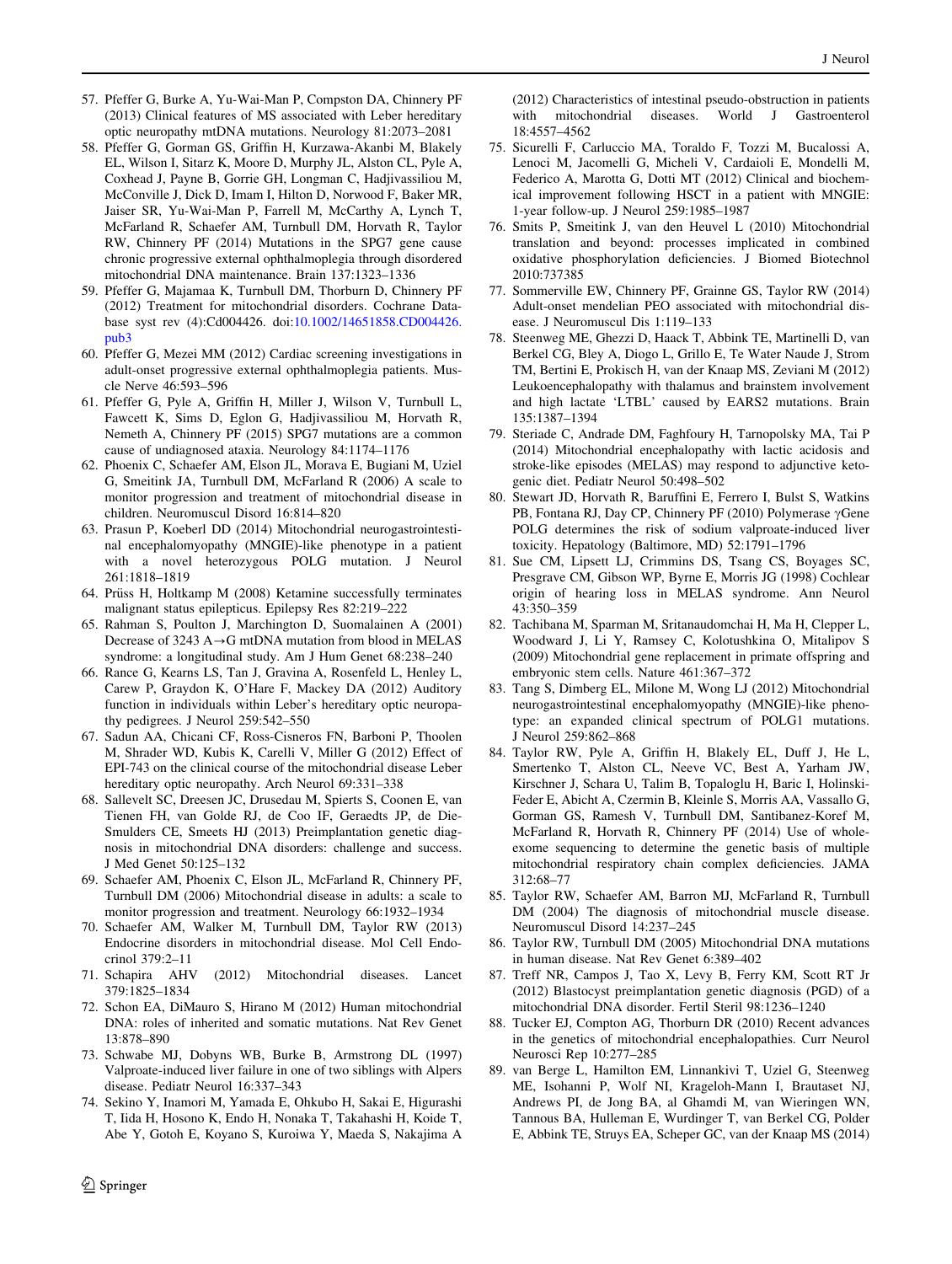57. Pfeffer G, Burke A, Yu-Wai-Man P, Compston DA, Chinnery PF (2013) Clinical features of MS associated with Leber hereditary optic neuropathy mtDNA mutations. Neurology 81:2073–2081
58. Pfeffer G, Gorman GS, Griffin H, Kurzawa-Akanbi M, Blakely EL, Wilson I, Sitarz K, Moore D, Murphy JL, Alston CL, Pyle A, Coxhead J, Payne B, Gorrie GH, Longman C, Hadjivassiliou M, McConville J, Dick D, Imam I, Hilton D, Norwood F, Baker MR, Jaiser SR, Yu-Wai-Man P, Farrell M, McCarthy A, Lynch T, McFarland R, Schaefer AM, Turnbull DM, Horvath R, Taylor RW, Chinnery PF (2014) Mutations in the SPG7 gene cause chronic progressive external ophthalmoplegia through disordered mitochondrial DNA maintenance. Brain 137:1323–1336
59. Pfeffer G, Majamaa K, Turnbull DM, Thorburn D, Chinnery PF (2012) Treatment for mitochondrial disorders. Cochrane Database syst rev (4):Cd004426. doi:10.1002/14651858.CD004426.pub3
60. Pfeffer G, Mezei MM (2012) Cardiac screening investigations in adult-onset progressive external ophthalmoplegia patients. Muscle Nerve 46:593–596
61. Pfeffer G, Pyle A, Griffin H, Miller J, Wilson V, Turnbull L, Fawcett K, Sims D, Eglon G, Hadjivassiliou M, Horvath R, Nemeth A, Chinnery PF (2015) SPG7 mutations are a common cause of undiagnosed ataxia. Neurology 84:1174–1176
62. Phoenix C, Schaefer AM, Elson JL, Morava E, Bugiani M, Uziel G, Smeitink JA, Turnbull DM, McFarland R (2006) A scale to monitor progression and treatment of mitochondrial disease in children. Neuromuscul Disord 16:814–820
63. Prasun P, Koeberl DD (2014) Mitochondrial neurogastrointestinal encephalomyopathy (MNGIE)-like phenotype in a patient with a novel heterozygous POLG mutation. J Neurol 261:1818–1819
64. Prüss H, Holtkamp M (2008) Ketamine successfully terminates malignant status epilepticus. Epilepsy Res 82:219–222
65. Rahman S, Poulton J, Marchington D, Suomalainen A (2001) Decrease of 3243 A→G mtDNA mutation from blood in MELAS syndrome: a longitudinal study. Am J Hum Genet 68:238–240
66. Rance G, Kearns LS, Tan J, Gravina A, Rosenfeld L, Henley L, Carew P, Graydon K, O'Hare F, Mackey DA (2012) Auditory function in individuals within Leber's hereditary optic neuropathy pedigrees. J Neurol 259:542–550
67. Sadun AA, Chicani CF, Ross-Cisneros FN, Barboni P, Thoolen M, Shrader WD, Kubis K, Carelli V, Miller G (2012) Effect of EPI-743 on the clinical course of the mitochondrial disease Leber hereditary optic neuropathy. Arch Neurol 69:331–338
68. Sallevelt SC, Dreesen JC, Drusedau M, Spierts S, Coonen E, van Tienen FH, van Golde RJ, de Coo IF, Geraedts JP, de Die-Smulders CE, Smeets HJ (2013) Preimplantation genetic diagnosis in mitochondrial DNA disorders: challenge and success. J Med Genet 50:125–132
69. Schaefer AM, Phoenix C, Elson JL, McFarland R, Chinnery PF, Turnbull DM (2006) Mitochondrial disease in adults: a scale to monitor progression and treatment. Neurology 66:1932–1934
70. Schaefer AM, Walker M, Turnbull DM, Taylor RW (2013) Endocrine disorders in mitochondrial disease. Mol Cell Endocrinol 379:2–11
71. Schapira AHV (2012) Mitochondrial diseases. Lancet 379:1825–1834
72. Schon EA, DiMauro S, Hirano M (2012) Human mitochondrial DNA: roles of inherited and somatic mutations. Nat Rev Genet 13:878–890
73. Schwabe MJ, Dobyns WB, Burke B, Armstrong DL (1997) Valproate-induced liver failure in one of two siblings with Alpers disease. Pediatr Neurol 16:337–343
74. Sekino Y, Inamori M, Yamada E, Ohkubo H, Sakai E, Higurashi T, Iida H, Hosono K, Endo H, Nonaka T, Takahashi H, Koide T, Abe Y, Gotoh E, Koyano S, Kuroiwa Y, Maeda S, Nakajima A (2012) Characteristics of intestinal pseudo-obstruction in patients with mitochondrial diseases. World J Gastroenterol 18:4557–4562
75. Sicurelli F, Carluccio MA, Toraldo F, Tozzi M, Bucalossi A, Lenoci M, Jacomelli G, Micheli V, Cardaioli E, Mondelli M, Federico A, Marotta G, Dotti MT (2012) Clinical and biochemical improvement following HSCT in a patient with MNGIE: 1-year follow-up. J Neurol 259:1985–1987
76. Smits P, Smeitink J, van den Heuvel L (2010) Mitochondrial translation and beyond: processes implicated in combined oxidative phosphorylation deficiencies. J Biomed Biotechnol 2010:737385
77. Sommerville EW, Chinnery PF, Grainne GS, Taylor RW (2014) Adult-onset mendelian PEO associated with mitochondrial disease. J Neuromuscul Dis 1:119–133
78. Steenweg ME, Ghezzi D, Haack T, Abbink TE, Martinelli D, van Berkel CG, Bley A, Diogo L, Grillo E, Te Water Naude J, Strom TM, Bertini E, Prokisch H, van der Knaap MS, Zeviani M (2012) Leukoencephalopathy with thalamus and brainstem involvement and high lactate 'LTBL' caused by EARS2 mutations. Brain 135:1387–1394
79. Steriade C, Andrade DM, Faghfoury H, Tarnopolsky MA, Tai P (2014) Mitochondrial encephalopathy with lactic acidosis and stroke-like episodes (MELAS) may respond to adjunctive ketogenic diet. Pediatr Neurol 50:498–502
80. Stewart JD, Horvath R, Baruffini E, Ferrero I, Bulst S, Watkins PB, Fontana RJ, Day CP, Chinnery PF (2010) Polymerase γGene POLG determines the risk of sodium valproate-induced liver toxicity. Hepatology (Baltimore, MD) 52:1791–1796
81. Sue CM, Lipsett LJ, Crimmins DS, Tsang CS, Boyages SC, Presgrave CM, Gibson WP, Byrne E, Morris JG (1998) Cochlear origin of hearing loss in MELAS syndrome. Ann Neurol 43:350–359
82. Tachibana M, Sparman M, Sritanaudomchai H, Ma H, Clepper L, Woodward J, Li Y, Ramsey C, Kolotushkina O, Mitalipov S (2009) Mitochondrial gene replacement in primate offspring and embryonic stem cells. Nature 461:367–372
83. Tang S, Dimberg EL, Milone M, Wong LJ (2012) Mitochondrial neurogastrointestinal encephalomyopathy (MNGIE)-like phenotype: an expanded clinical spectrum of POLG1 mutations. J Neurol 259:862–868
84. Taylor RW, Pyle A, Griffin H, Blakely EL, Duff J, He L, Smertenko T, Alston CL, Neeve VC, Best A, Yarham JW, Kirschner J, Schara U, Talim B, Topaloglu H, Baric I, Holinski-Feder E, Abicht A, Czermin B, Kleinle S, Morris AA, Vassallo G, Gorman GS, Ramesh V, Turnbull DM, Santibanez-Koref M, McFarland R, Horvath R, Chinnery PF (2014) Use of whole-exome sequencing to determine the genetic basis of multiple mitochondrial respiratory chain complex deficiencies. JAMA 312:68–77
85. Taylor RW, Schaefer AM, Barron MJ, McFarland R, Turnbull DM (2004) The diagnosis of mitochondrial muscle disease. Neuromuscul Disord 14:237–245
86. Taylor RW, Turnbull DM (2005) Mitochondrial DNA mutations in human disease. Nat Rev Genet 6:389–402
87. Treff NR, Campos J, Tao X, Levy B, Ferry KM, Scott RT Jr (2012) Blastocyst preimplantation genetic diagnosis (PGD) of a mitochondrial DNA disorder. Fertil Steril 98:1236–1240
88. Tucker EJ, Compton AG, Thorburn DR (2010) Recent advances in the genetics of mitochondrial encephalopathies. Curr Neurol Neurosci Rep 10:277–285
89. van Berge L, Hamilton EM, Linnankivi T, Uziel G, Steenweg ME, Isohanni P, Wolf NI, Krageloh-Mann I, Brautaset NJ, Andrews PI, de Jong BA, al Ghamdi M, van Wieringen WN, Tannous BA, Hulleman E, Wurdinger T, van Berkel CG, Polder E, Abbink TE, Struys EA, Scheper GC, van der Knaap MS (2014)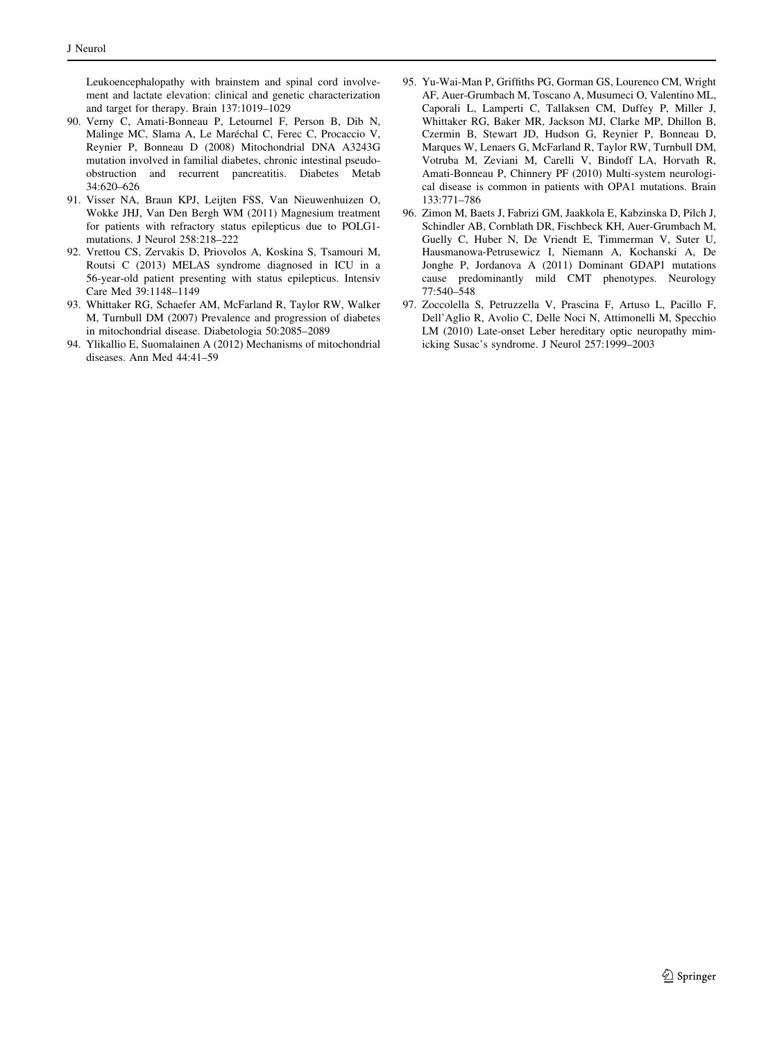Leukoencephalopathy with brainstem and spinal cord involvement and lactate elevation: clinical and genetic characterization and target for therapy. Brain 137:1019–1029

90. Verny C, Amati-Bonneau P, Letournel F, Person B, Dib N, Malinge MC, Slama A, Le Maréchal C, Ferec C, Procaccio V, Reynier P, Bonneau D (2008) Mitochondrial DNA A3243G mutation involved in familial diabetes, chronic intestinal pseudo-obstruction and recurrent pancreatitis. Diabetes Metab 34:620–626
91. Visser NA, Braun KPJ, Leijten FSS, Van Nieuwenhuizen O, Wokke JHJ, Van Den Bergh WM (2011) Magnesium treatment for patients with refractory status epilepticus due to POLG1-mutations. J Neurol 258:218–222
92. Vrettou CS, Zervakis D, Priovolos A, Koskina S, Tsamouri M, Routsi C (2013) MELAS syndrome diagnosed in ICU in a 56-year-old patient presenting with status epilepticus. Intensiv Care Med 39:1148–1149
93. Whittaker RG, Schaefer AM, McFarland R, Taylor RW, Walker M, Turnbull DM (2007) Prevalence and progression of diabetes in mitochondrial disease. Diabetologia 50:2085–2089
94. Ylikallio E, Suomalainen A (2012) Mechanisms of mitochondrial diseases. Ann Med 44:41–59
95. Yu-Wai-Man P, Griffiths PG, Gorman GS, Lourenco CM, Wright AF, Auer-Grumbach M, Toscano A, Musumeci O, Valentino ML, Caporali L, Lamperti C, Tallaksen CM, Duffey P, Miller J, Whittaker RG, Baker MR, Jackson MJ, Clarke MP, Dhillon B, Czermin B, Stewart JD, Hudson G, Reynier P, Bonneau D, Marques W, Lenaers G, McFarland R, Taylor RW, Turnbull DM, Votruba M, Zeviani M, Carelli V, Bindoff LA, Horvath R, Amati-Bonneau P, Chinnery PF (2010) Multi-system neurological disease is common in patients with OPA1 mutations. Brain 133:771–786
96. Zimon M, Baets J, Fabrizi GM, Jaakkola E, Kabzinska D, Pilch J, Schindler AB, Cornblath DR, Fischbeck KH, Auer-Grumbach M, Guelly C, Huber N, De Vriendt E, Timmerman V, Suter U, Hausmanowa-Petrusewicz I, Niemann A, Kochanski A, De Jonghe P, Jordanova A (2011) Dominant GDAP1 mutations cause predominantly mild CMT phenotypes. Neurology 77:540–548
97. Zoccolella S, Petruzzella V, Prascina F, Artuso L, Pacillo F, Dell'Aglio R, Avolio C, Delle Noci N, Attimonelli M, Specchio LM (2010) Late-onset Leber hereditary optic neuropathy mimicking Susac's syndrome. J Neurol 257:1999–2003